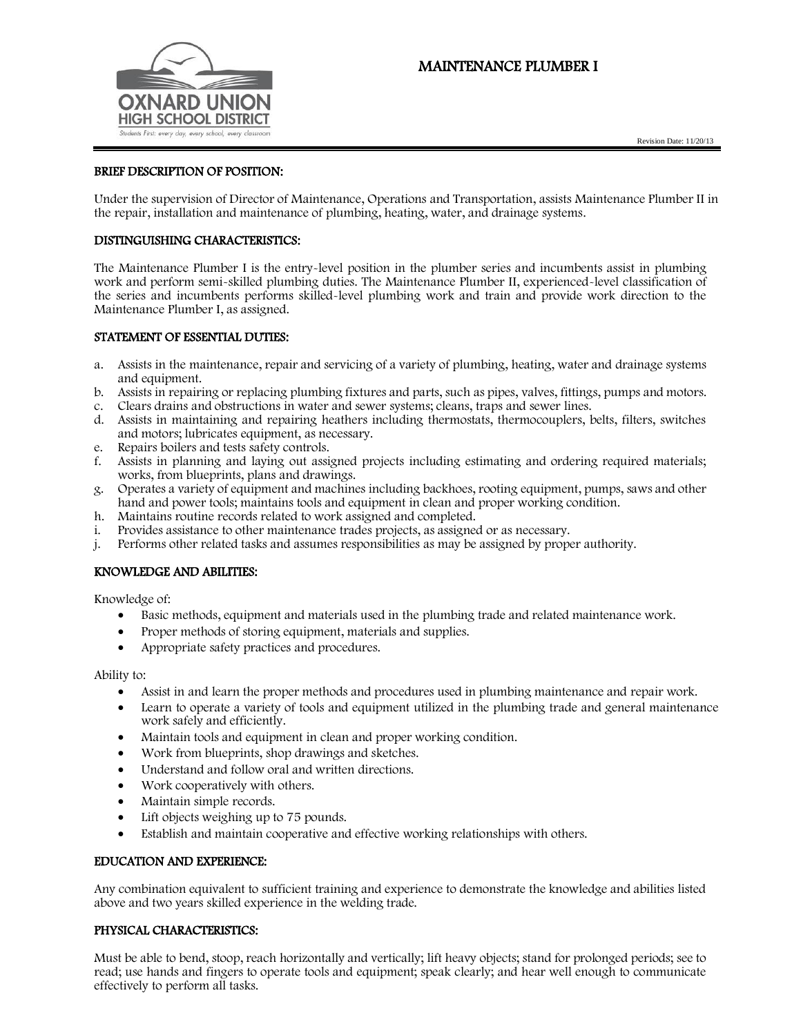# MAINTENANCE PLUMBER I

Revision Date: 11/20/13

## BRIEF DESCRIPTION OF POSITION:

Under the supervision of Director of Maintenance, Operations and Transportation, assists Maintenance Plumber II in the repair, installation and maintenance of plumbing, heating, water, and drainage systems.

## DISTINGUISHING CHARACTERISTICS:

The Maintenance Plumber I is the entry-level position in the plumber series and incumbents assist in plumbing work and perform semi-skilled plumbing duties. The Maintenance Plumber II, experienced-level classification of the series and incumbents performs skilled-level plumbing work and train and provide work direction to the Maintenance Plumber I, as assigned.

## STATEMENT OF ESSENTIAL DUTIES:

a. Assists in the maintenance, repair and servicing of a variety of plumbing, heating, water and drainage systems and equipment.
b. Assists in repairing or replacing plumbing fixtures and parts, such as pipes, valves, fittings, pumps and motors.
c. Clears drains and obstructions in water and sewer systems; cleans, traps and sewer lines.
d. Assists in maintaining and repairing heathers including thermostats, thermocouplers, belts, filters, switches and motors; lubricates equipment, as necessary.
e. Repairs boilers and tests safety controls.
f. Assists in planning and laying out assigned projects including estimating and ordering required materials; works, from blueprints, plans and drawings.
g. Operates a variety of equipment and machines including backhoes, rooting equipment, pumps, saws and other hand and power tools; maintains tools and equipment in clean and proper working condition.
h. Maintains routine records related to work assigned and completed.
i. Provides assistance to other maintenance trades projects, as assigned or as necessary.
j. Performs other related tasks and assumes responsibilities as may be assigned by proper authority.

## KNOWLEDGE AND ABILITIES:

Knowledge of:

- Basic methods, equipment and materials used in the plumbing trade and related maintenance work.
- Proper methods of storing equipment, materials and supplies.
- Appropriate safety practices and procedures.

Ability to:

- Assist in and learn the proper methods and procedures used in plumbing maintenance and repair work.
- Learn to operate a variety of tools and equipment utilized in the plumbing trade and general maintenance work safely and efficiently.
- Maintain tools and equipment in clean and proper working condition.
- Work from blueprints, shop drawings and sketches.
- Understand and follow oral and written directions.
- Work cooperatively with others.
- Maintain simple records.
- Lift objects weighing up to 75 pounds.
- Establish and maintain cooperative and effective working relationships with others.

## EDUCATION AND EXPERIENCE:

Any combination equivalent to sufficient training and experience to demonstrate the knowledge and abilities listed above and two years skilled experience in the welding trade.

## PHYSICAL CHARACTERISTICS:

Must be able to bend, stoop, reach horizontally and vertically; lift heavy objects; stand for prolonged periods; see to read; use hands and fingers to operate tools and equipment; speak clearly; and hear well enough to communicate effectively to perform all tasks.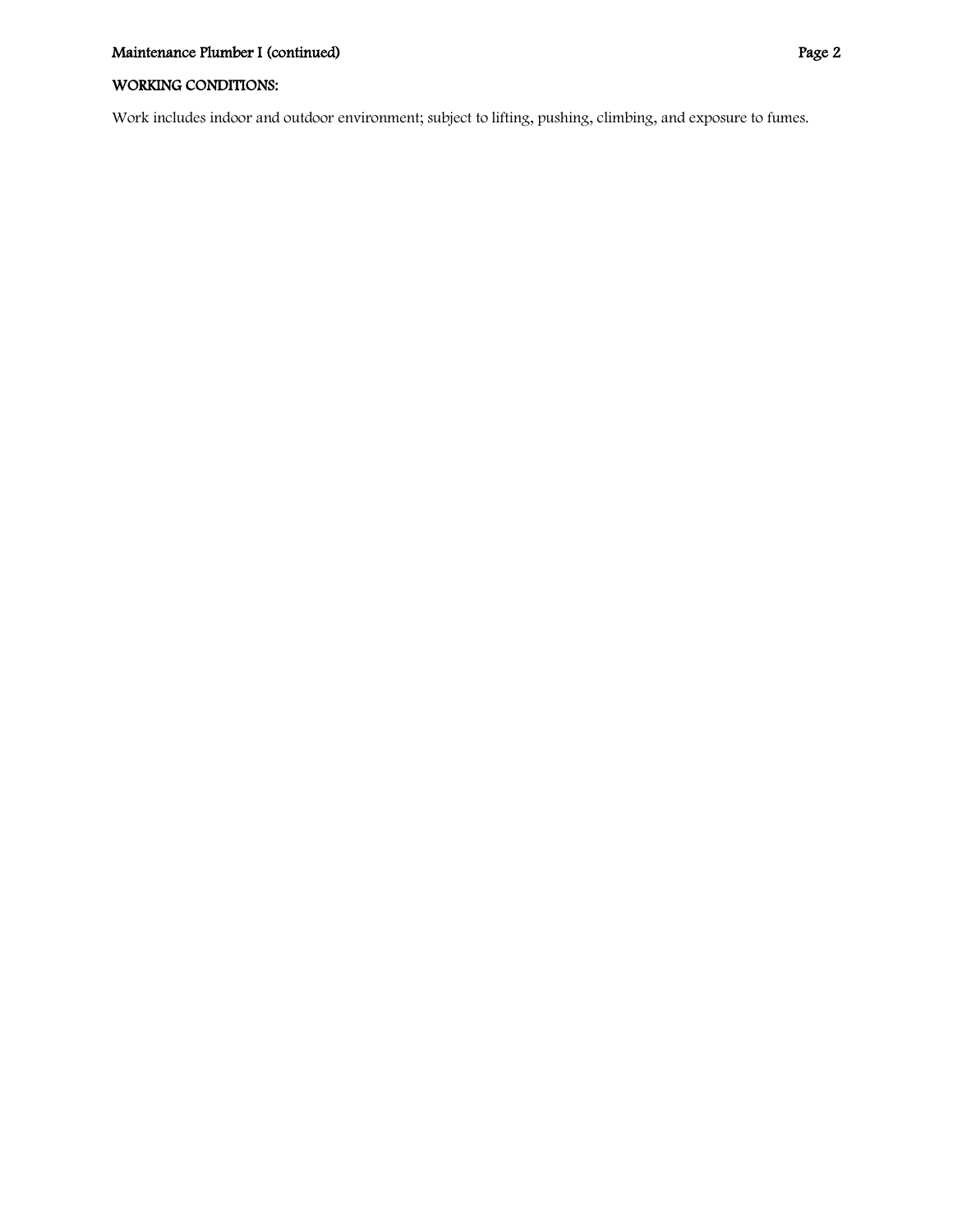## WORKING CONDITIONS:

Work includes indoor and outdoor environment; subject to lifting, pushing, climbing, and exposure to fumes.